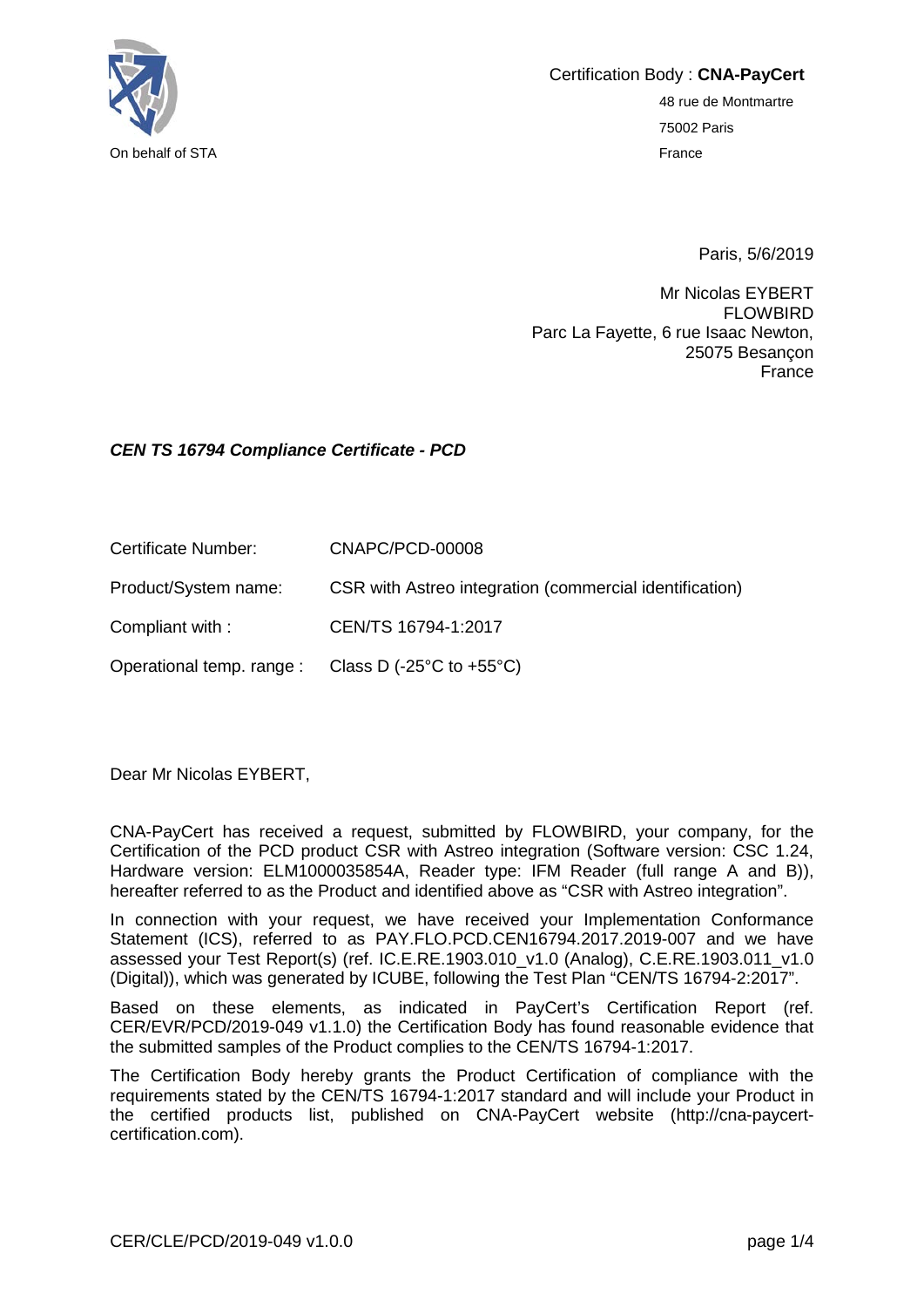On behalf of STA

Certification Body : **CNA-PayCert**

48 rue de Montmartre

75002 Paris

France

Paris, 5/6/2019

Mr Nicolas EYBERT
FLOWBIRD
Parc La Fayette, 6 rue Isaac Newton,
25075 Besançon
France

***CEN TS 16794 Compliance Certificate - PCD***

| | |
|---|---|
| Certificate Number: | CNAPC/PCD-00008 |
| Product/System name: | CSR with Astreo integration (commercial identification) |
| Compliant with : | CEN/TS 16794-1:2017 |
| Operational temp. range : | Class D (-25°C to +55°C) |

Dear Mr Nicolas EYBERT,

CNA-PayCert has received a request, submitted by FLOWBIRD, your company, for the Certification of the PCD product CSR with Astreo integration (Software version: CSC 1.24, Hardware version: ELM1000035854A, Reader type: IFM Reader (full range A and B)), hereafter referred to as the Product and identified above as "CSR with Astreo integration".

In connection with your request, we have received your Implementation Conformance Statement (ICS), referred to as PAY.FLO.PCD.CEN16794.2017.2019-007 and we have assessed your Test Report(s) (ref. IC.E.RE.1903.010_v1.0 (Analog), C.E.RE.1903.011_v1.0 (Digital)), which was generated by ICUBE, following the Test Plan "CEN/TS 16794-2:2017".

Based on these elements, as indicated in PayCert's Certification Report (ref. CER/EVR/PCD/2019-049 v1.1.0) the Certification Body has found reasonable evidence that the submitted samples of the Product complies to the CEN/TS 16794-1:2017.

The Certification Body hereby grants the Product Certification of compliance with the requirements stated by the CEN/TS 16794-1:2017 standard and will include your Product in the certified products list, published on CNA-PayCert website (http://cna-paycert-certification.com).

CER/CLE/PCD/2019-049 v1.0.0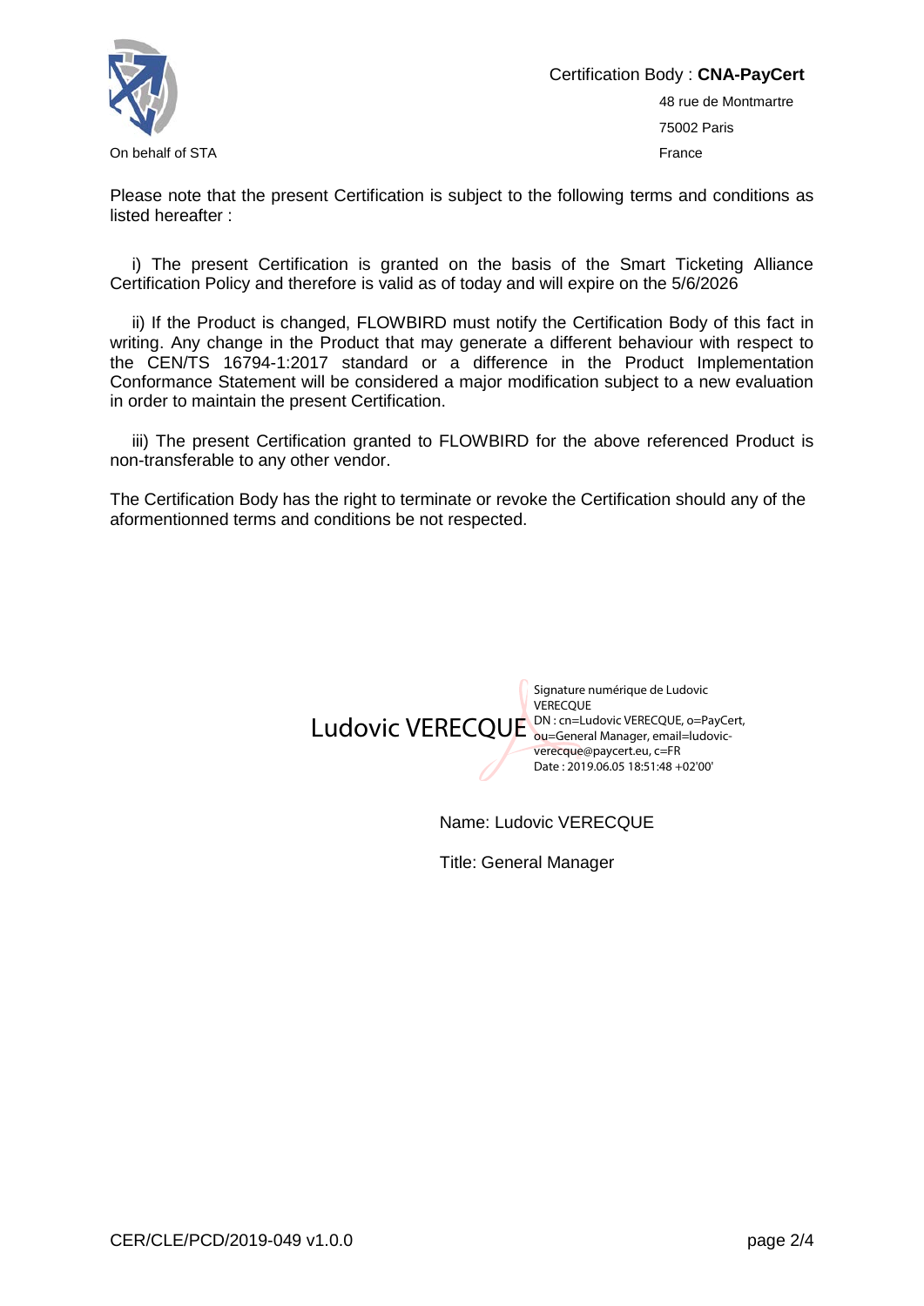On behalf of STA

Certification Body : **CNA-PayCert**

48 rue de Montmartre

75002 Paris

France

Please note that the present Certification is subject to the following terms and conditions as listed hereafter :

i) The present Certification is granted on the basis of the Smart Ticketing Alliance Certification Policy and therefore is valid as of today and will expire on the 5/6/2026

ii) If the Product is changed, FLOWBIRD must notify the Certification Body of this fact in writing. Any change in the Product that may generate a different behaviour with respect to the CEN/TS 16794-1:2017 standard or a difference in the Product Implementation Conformance Statement will be considered a major modification subject to a new evaluation in order to maintain the present Certification.

iii) The present Certification granted to FLOWBIRD for the above referenced Product is non-transferable to any other vendor.

The Certification Body has the right to terminate or revoke the Certification should any of the aformentionned terms and conditions be not respected.

Ludovic VERECQUE

Signature numérique de Ludovic VERECQUE
DN : cn=Ludovic VERECQUE, o=PayCert, ou=General Manager, email=ludovic-verecque@paycert.eu, c=FR
Date : 2019.06.05 18:51:48 +02'00'

Name: Ludovic VERECQUE

Title: General Manager

CER/CLE/PCD/2019-049 v1.0.0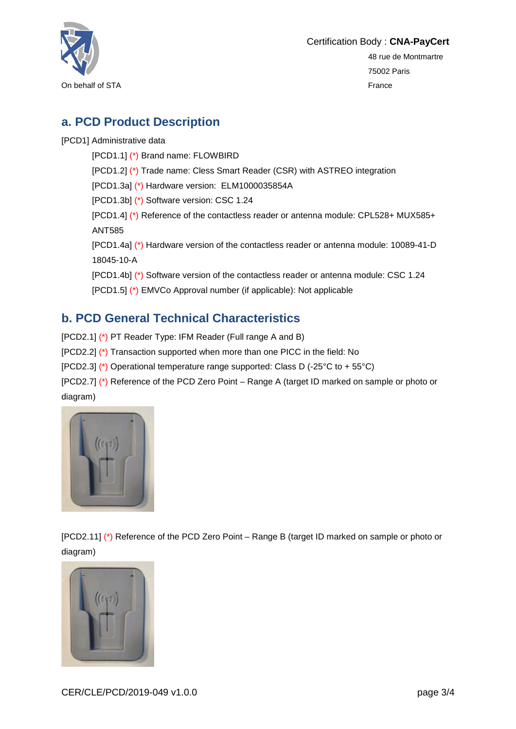Certification Body : **CNA-PayCert**

48 rue de Montmartre

75002 Paris

France

On behalf of STA

## a. PCD Product Description

[PCD1] Administrative data

- [PCD1.1] (*) Brand name: FLOWBIRD
- [PCD1.2] (*) Trade name: Cless Smart Reader (CSR) with ASTREO integration
- [PCD1.3a] (*) Hardware version:  ELM1000035854A
- [PCD1.3b] (*) Software version: CSC 1.24
- [PCD1.4] (*) Reference of the contactless reader or antenna module: CPL528+ MUX585+ ANT585
- [PCD1.4a] (*) Hardware version of the contactless reader or antenna module: 10089-41-D 18045-10-A
- [PCD1.4b] (*) Software version of the contactless reader or antenna module: CSC 1.24
- [PCD1.5] (*) EMVCo Approval number (if applicable): Not applicable

## b. PCD General Technical Characteristics

[PCD2.1] (*) PT Reader Type: IFM Reader (Full range A and B)

[PCD2.2] (*) Transaction supported when more than one PICC in the field: No

[PCD2.3] (*) Operational temperature range supported: Class D (-25°C to + 55°C)

[PCD2.7] (*) Reference of the PCD Zero Point – Range A (target ID marked on sample or photo or diagram)

[PCD2.11] (*) Reference of the PCD Zero Point – Range B (target ID marked on sample or photo or diagram)

CER/CLE/PCD/2019-049 v1.0.0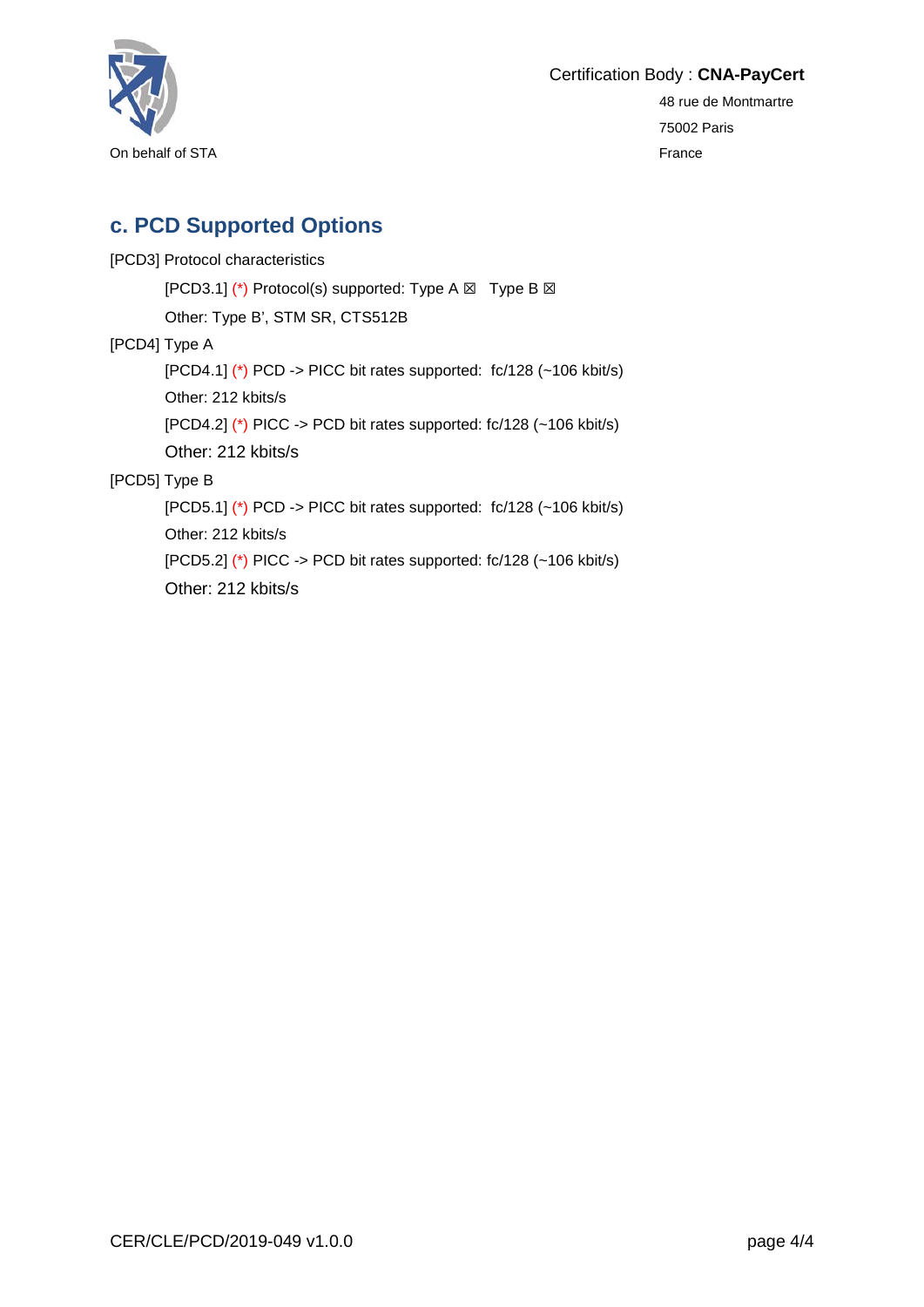## c. PCD Supported Options

[PCD3] Protocol characteristics

[PCD3.1] (*) Protocol(s) supported: Type A ☒ Type B ☒

Other: Type B', STM SR, CTS512B

[PCD4] Type A

[PCD4.1] (*) PCD -> PICC bit rates supported: fc/128 (~106 kbit/s)

Other: 212 kbits/s

[PCD4.2] (*) PICC -> PCD bit rates supported: fc/128 (~106 kbit/s)

Other: 212 kbits/s

[PCD5] Type B

[PCD5.1] (*) PCD -> PICC bit rates supported: fc/128 (~106 kbit/s)

Other: 212 kbits/s

[PCD5.2] (*) PICC -> PCD bit rates supported: fc/128 (~106 kbit/s)

Other: 212 kbits/s